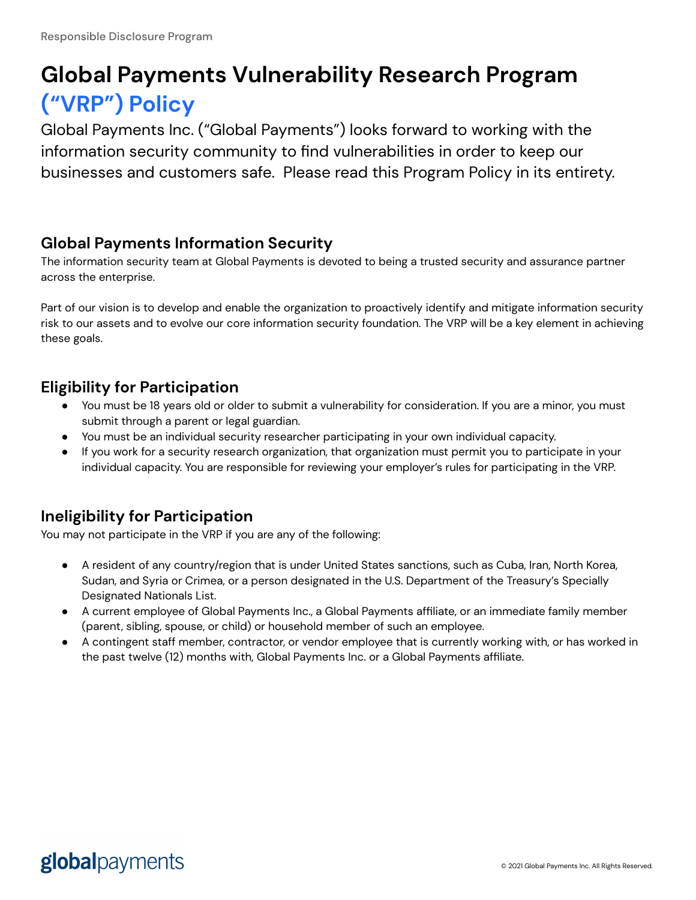# Global Payments Vulnerability Research Program ("VRP") Policy

Global Payments Inc. ("Global Payments") looks forward to working with the information security community to find vulnerabilities in order to keep our businesses and customers safe. Please read this Program Policy in its entirety.

## Global Payments Information Security

The information security team at Global Payments is devoted to being a trusted security and assurance partner across the enterprise.

Part of our vision is to develop and enable the organization to proactively identify and mitigate information security risk to our assets and to evolve our core information security foundation. The VRP will be a key element in achieving these goals.

## Eligibility for Participation

- You must be 18 years old or older to submit a vulnerability for consideration. If you are a minor, you must submit through a parent or legal guardian.
- You must be an individual security researcher participating in your own individual capacity.
- If you work for a security research organization, that organization must permit you to participate in your individual capacity. You are responsible for reviewing your employer's rules for participating in the VRP.

## Ineligibility for Participation

You may not participate in the VRP if you are any of the following:

- A resident of any country/region that is under United States sanctions, such as Cuba, Iran, North Korea, Sudan, and Syria or Crimea, or a person designated in the U.S. Department of the Treasury's Specially Designated Nationals List.
- A current employee of Global Payments Inc., a Global Payments affiliate, or an immediate family member (parent, sibling, spouse, or child) or household member of such an employee.
- A contingent staff member, contractor, or vendor employee that is currently working with, or has worked in the past twelve (12) months with, Global Payments Inc. or a Global Payments affiliate.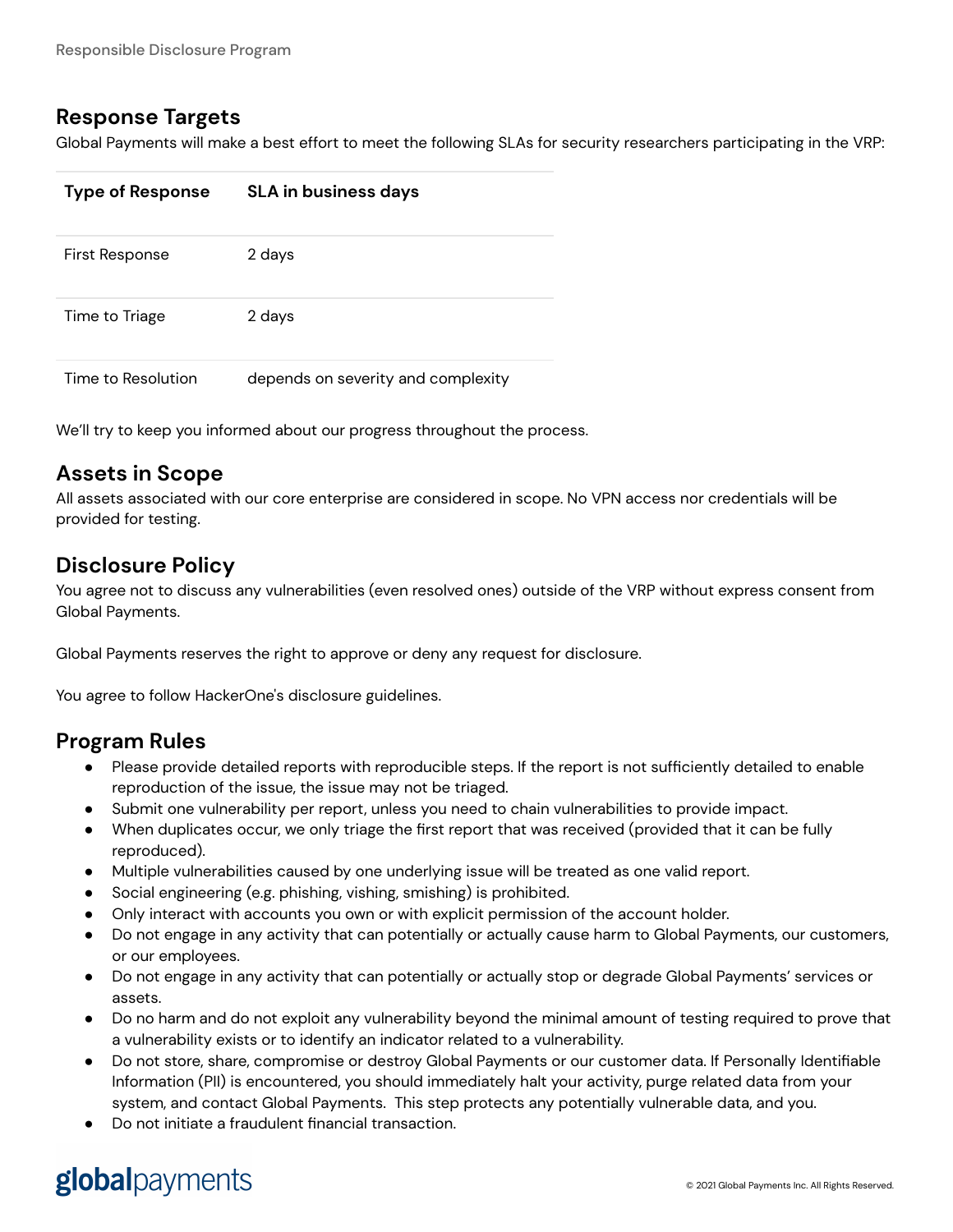## Response Targets

Global Payments will make a best effort to meet the following SLAs for security researchers participating in the VRP:

| Type of Response | SLA in business days |
| --- | --- |
| First Response | 2 days |
| Time to Triage | 2 days |
| Time to Resolution | depends on severity and complexity |

We'll try to keep you informed about our progress throughout the process.

## Assets in Scope

All assets associated with our core enterprise are considered in scope. No VPN access nor credentials will be provided for testing.

## Disclosure Policy

You agree not to discuss any vulnerabilities (even resolved ones) outside of the VRP without express consent from Global Payments.

Global Payments reserves the right to approve or deny any request for disclosure.

You agree to follow HackerOne's disclosure guidelines.

## Program Rules

- Please provide detailed reports with reproducible steps. If the report is not sufficiently detailed to enable reproduction of the issue, the issue may not be triaged.
- Submit one vulnerability per report, unless you need to chain vulnerabilities to provide impact.
- When duplicates occur, we only triage the first report that was received (provided that it can be fully reproduced).
- Multiple vulnerabilities caused by one underlying issue will be treated as one valid report.
- Social engineering (e.g. phishing, vishing, smishing) is prohibited.
- Only interact with accounts you own or with explicit permission of the account holder.
- Do not engage in any activity that can potentially or actually cause harm to Global Payments, our customers, or our employees.
- Do not engage in any activity that can potentially or actually stop or degrade Global Payments' services or assets.
- Do no harm and do not exploit any vulnerability beyond the minimal amount of testing required to prove that a vulnerability exists or to identify an indicator related to a vulnerability.
- Do not store, share, compromise or destroy Global Payments or our customer data. If Personally Identifiable Information (PII) is encountered, you should immediately halt your activity, purge related data from your system, and contact Global Payments. This step protects any potentially vulnerable data, and you.
- Do not initiate a fraudulent financial transaction.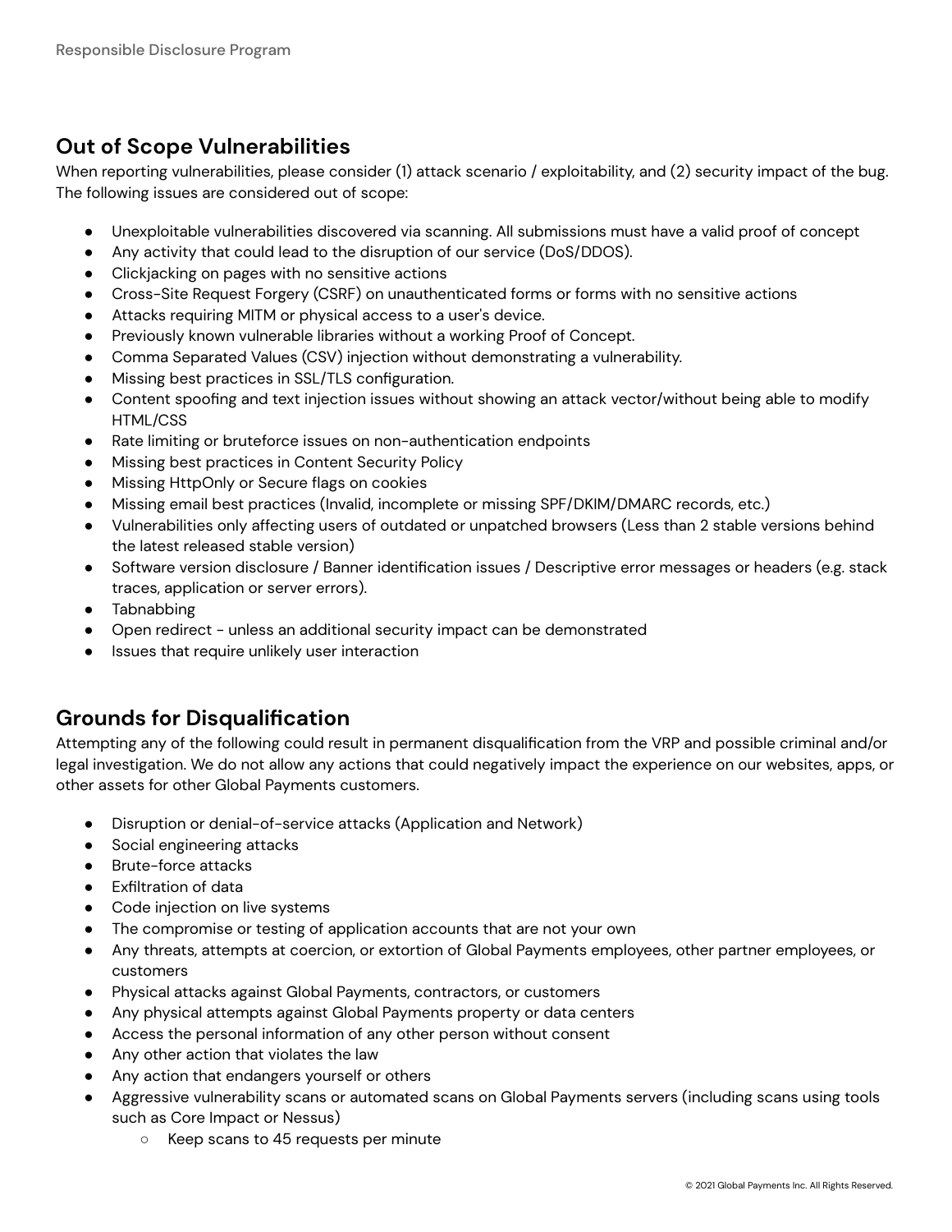## Out of Scope Vulnerabilities

When reporting vulnerabilities, please consider (1) attack scenario / exploitability, and (2) security impact of the bug. The following issues are considered out of scope:

- Unexploitable vulnerabilities discovered via scanning. All submissions must have a valid proof of concept
- Any activity that could lead to the disruption of our service (DoS/DDOS).
- Clickjacking on pages with no sensitive actions
- Cross-Site Request Forgery (CSRF) on unauthenticated forms or forms with no sensitive actions
- Attacks requiring MITM or physical access to a user's device.
- Previously known vulnerable libraries without a working Proof of Concept.
- Comma Separated Values (CSV) injection without demonstrating a vulnerability.
- Missing best practices in SSL/TLS configuration.
- Content spoofing and text injection issues without showing an attack vector/without being able to modify HTML/CSS
- Rate limiting or bruteforce issues on non-authentication endpoints
- Missing best practices in Content Security Policy
- Missing HttpOnly or Secure flags on cookies
- Missing email best practices (Invalid, incomplete or missing SPF/DKIM/DMARC records, etc.)
- Vulnerabilities only affecting users of outdated or unpatched browsers (Less than 2 stable versions behind the latest released stable version)
- Software version disclosure / Banner identification issues / Descriptive error messages or headers (e.g. stack traces, application or server errors).
- Tabnabbing
- Open redirect - unless an additional security impact can be demonstrated
- Issues that require unlikely user interaction

## Grounds for Disqualification

Attempting any of the following could result in permanent disqualification from the VRP and possible criminal and/or legal investigation. We do not allow any actions that could negatively impact the experience on our websites, apps, or other assets for other Global Payments customers.

- Disruption or denial-of-service attacks (Application and Network)
- Social engineering attacks
- Brute-force attacks
- Exfiltration of data
- Code injection on live systems
- The compromise or testing of application accounts that are not your own
- Any threats, attempts at coercion, or extortion of Global Payments employees, other partner employees, or customers
- Physical attacks against Global Payments, contractors, or customers
- Any physical attempts against Global Payments property or data centers
- Access the personal information of any other person without consent
- Any other action that violates the law
- Any action that endangers yourself or others
- Aggressive vulnerability scans or automated scans on Global Payments servers (including scans using tools such as Core Impact or Nessus)
    - Keep scans to 45 requests per minute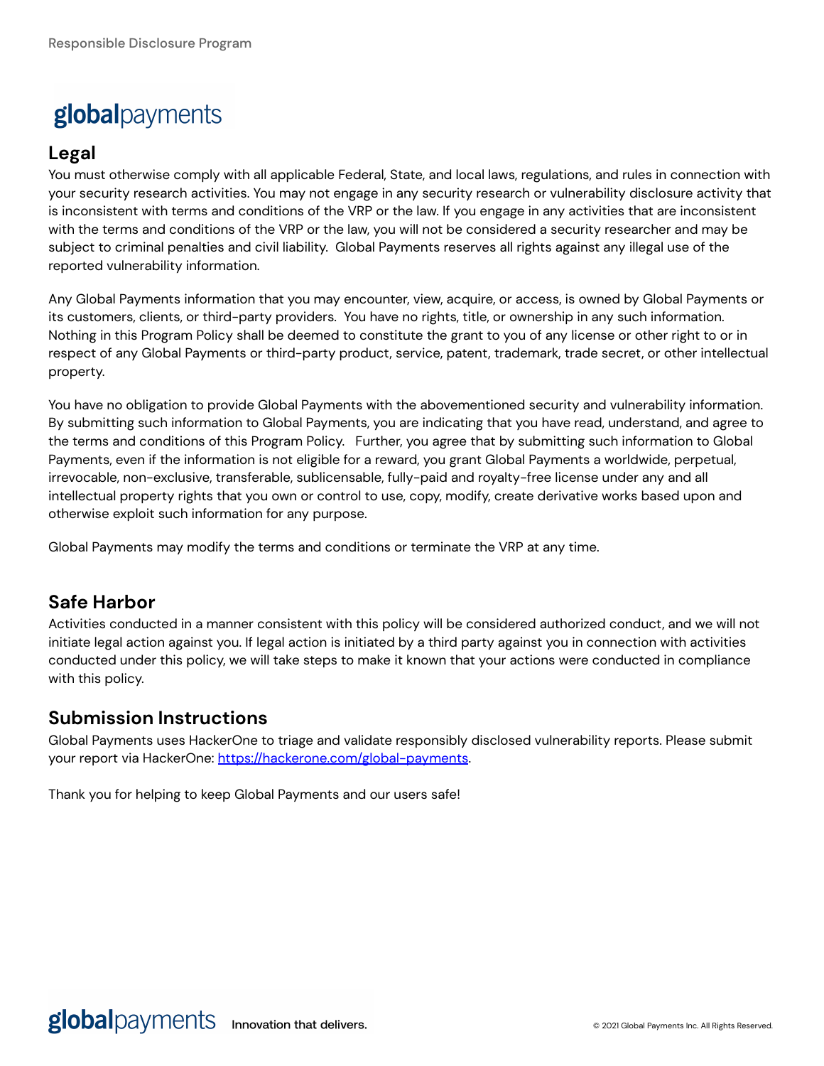## Legal

You must otherwise comply with all applicable Federal, State, and local laws, regulations, and rules in connection with your security research activities. You may not engage in any security research or vulnerability disclosure activity that is inconsistent with terms and conditions of the VRP or the law. If you engage in any activities that are inconsistent with the terms and conditions of the VRP or the law, you will not be considered a security researcher and may be subject to criminal penalties and civil liability. Global Payments reserves all rights against any illegal use of the reported vulnerability information.

Any Global Payments information that you may encounter, view, acquire, or access, is owned by Global Payments or its customers, clients, or third-party providers. You have no rights, title, or ownership in any such information. Nothing in this Program Policy shall be deemed to constitute the grant to you of any license or other right to or in respect of any Global Payments or third-party product, service, patent, trademark, trade secret, or other intellectual property.

You have no obligation to provide Global Payments with the abovementioned security and vulnerability information. By submitting such information to Global Payments, you are indicating that you have read, understand, and agree to the terms and conditions of this Program Policy. Further, you agree that by submitting such information to Global Payments, even if the information is not eligible for a reward, you grant Global Payments a worldwide, perpetual, irrevocable, non-exclusive, transferable, sublicensable, fully-paid and royalty-free license under any and all intellectual property rights that you own or control to use, copy, modify, create derivative works based upon and otherwise exploit such information for any purpose.

Global Payments may modify the terms and conditions or terminate the VRP at any time.

## Safe Harbor

Activities conducted in a manner consistent with this policy will be considered authorized conduct, and we will not initiate legal action against you. If legal action is initiated by a third party against you in connection with activities conducted under this policy, we will take steps to make it known that your actions were conducted in compliance with this policy.

## Submission Instructions

Global Payments uses HackerOne to triage and validate responsibly disclosed vulnerability reports. Please submit your report via HackerOne: https://hackerone.com/global-payments.

Thank you for helping to keep Global Payments and our users safe!